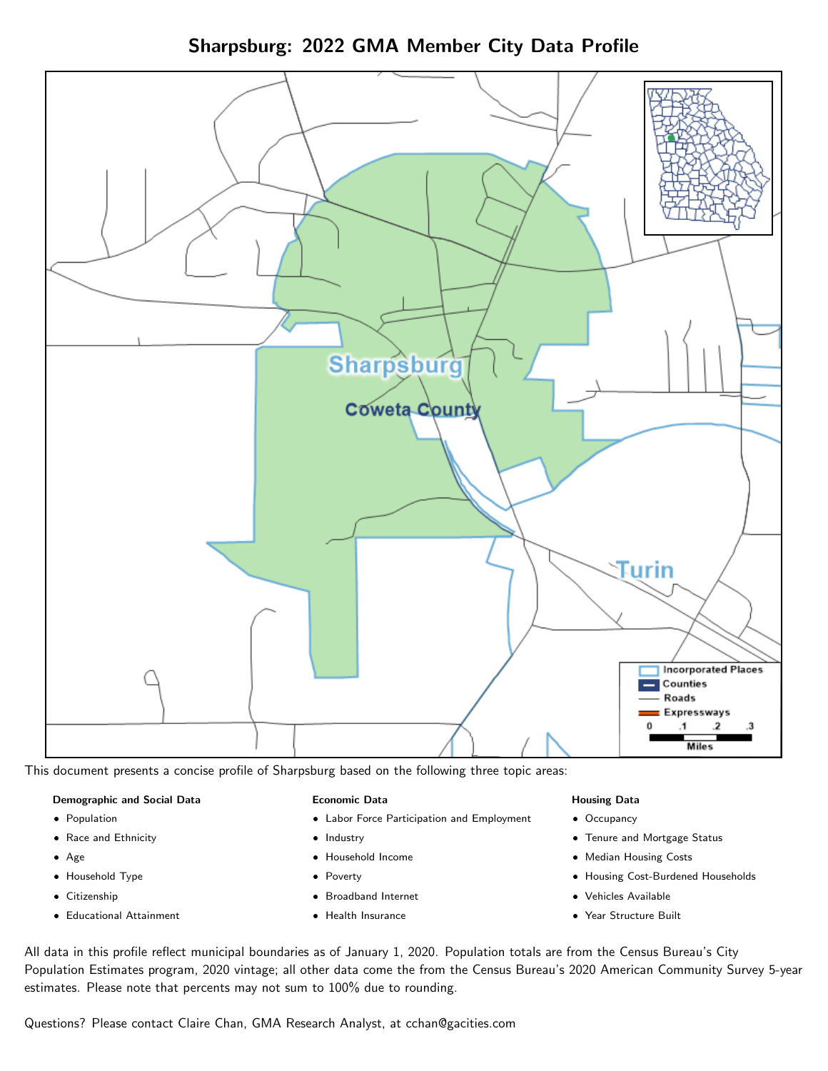# Sharpsburg: 2022 GMA Member City Data Profile

This document presents a concise profile of Sharpsburg based on the following three topic areas:

**Demographic and Social Data**

- Population
- Race and Ethnicity
- Age
- Household Type
- Citizenship
- Educational Attainment

**Economic Data**

- Labor Force Participation and Employment
- Industry
- Household Income
- Poverty
- Broadband Internet
- Health Insurance

**Housing Data**

- Occupancy
- Tenure and Mortgage Status
- Median Housing Costs
- Housing Cost-Burdened Households
- Vehicles Available
- Year Structure Built

All data in this profile reflect municipal boundaries as of January 1, 2020. Population totals are from the Census Bureau's City Population Estimates program, 2020 vintage; all other data come the from the Census Bureau's 2020 American Community Survey 5-year estimates. Please note that percents may not sum to 100% due to rounding.

Questions? Please contact Claire Chan, GMA Research Analyst, at cchan@gacities.com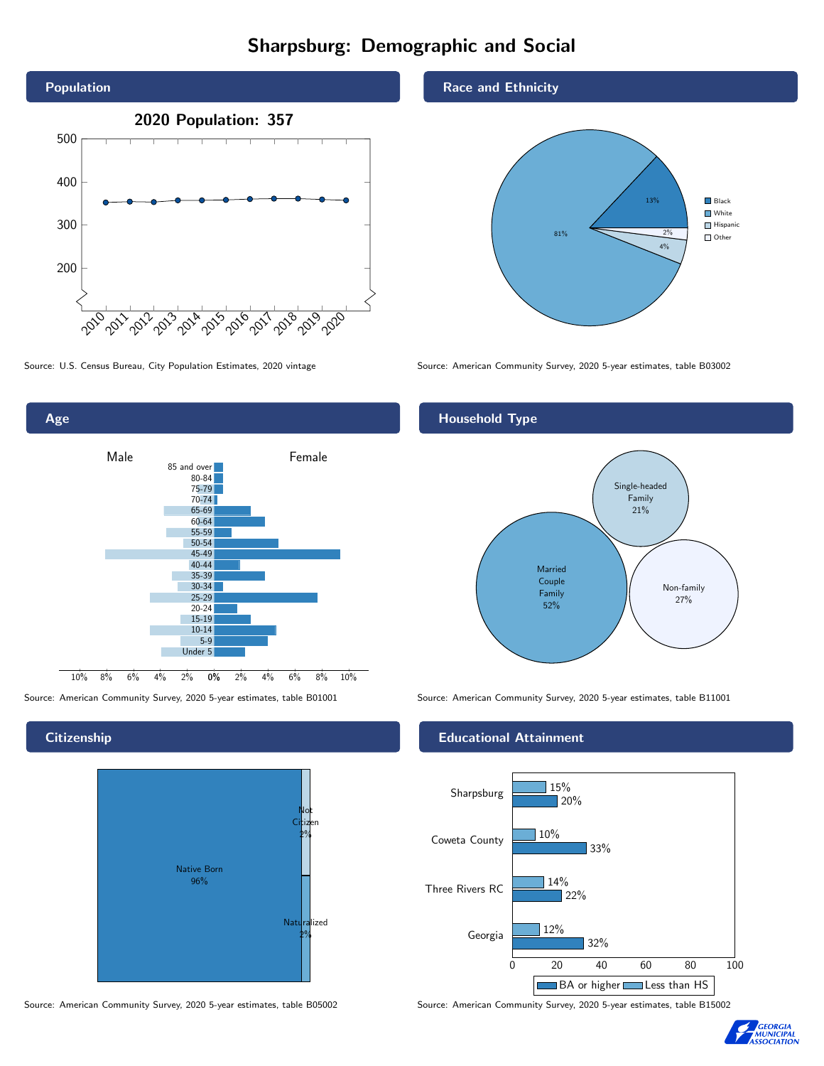# Sharpsburg: Demographic and Social

## Population

**2020 Population: 357**

Source: U.S. Census Bureau, City Population Estimates, 2020 vintage

## Race and Ethnicity

| Race/Ethnicity | Percent |
|---|---|
| Black | 13% |
| White | 81% |
| Hispanic | 4% |
| Other | 2% |

Source: American Community Survey, 2020 5-year estimates, table B03002

## Age

Source: American Community Survey, 2020 5-year estimates, table B01001

## Household Type

| Household Type | Percent |
|---|---|
| Married Couple Family | 52% |
| Single-headed Family | 21% |
| Non-family | 27% |

Source: American Community Survey, 2020 5-year estimates, table B11001

## Citizenship

| Citizenship | Percent |
|---|---|
| Native Born | 96% |
| Not Citizen | 2% |
| Naturalized | 2% |

Source: American Community Survey, 2020 5-year estimates, table B05002

## Educational Attainment

| Area | Less than HS | BA or higher |
|---|---|---|
| Sharpsburg | 15% | 20% |
| Coweta County | 10% | 33% |
| Three Rivers RC | 14% | 22% |
| Georgia | 12% | 32% |

Source: American Community Survey, 2020 5-year estimates, table B15002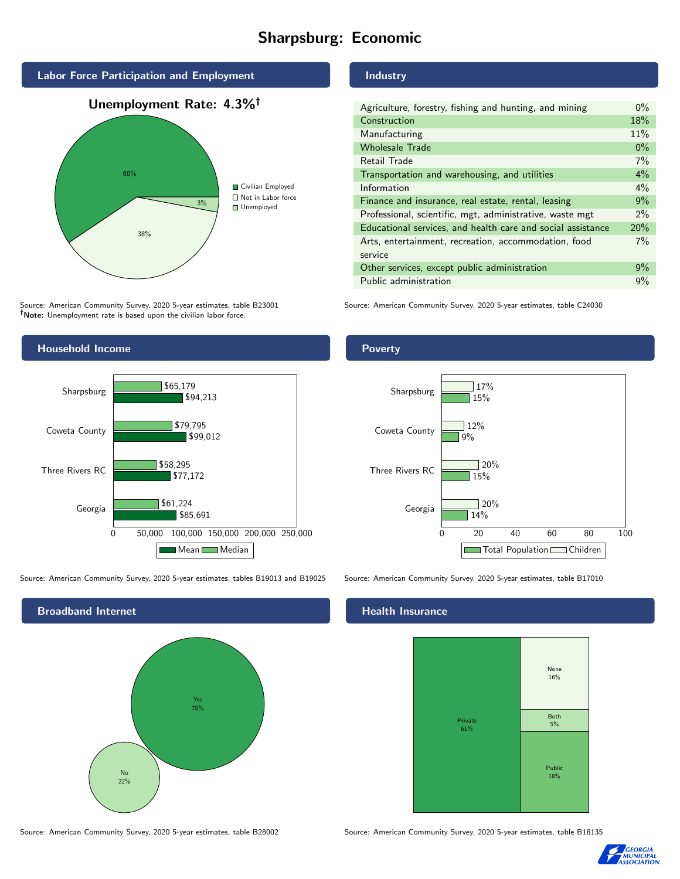# Sharpsburg: Economic

## Labor Force Participation and Employment

**Unemployment Rate: 4.3%†**

| Category | Percent |
|---|---|
| Civilian Employed | 60% |
| Not in Labor force | 38% |
| Unemployed | 3% |

Source: American Community Survey, 2020 5-year estimates, table B23001
**†Note:** Unemployment rate is based upon the civilian labor force.

## Industry

| Industry | Percent |
|---|---|
| Agriculture, forestry, fishing and hunting, and mining | 0% |
| Construction | 18% |
| Manufacturing | 11% |
| Wholesale Trade | 0% |
| Retail Trade | 7% |
| Transportation and warehousing, and utilities | 4% |
| Information | 4% |
| Finance and insurance, real estate, rental, leasing | 9% |
| Professional, scientific, mgt, administrative, waste mgt | 2% |
| Educational services, and health care and social assistance | 20% |
| Arts, entertainment, recreation, accommodation, food service | 7% |
| Other services, except public administration | 9% |
| Public administration | 9% |

Source: American Community Survey, 2020 5-year estimates, table C24030

## Household Income

| Area | Median | Mean |
|---|---|---|
| Sharpsburg | $65,179 | $94,213 |
| Coweta County | $79,795 | $99,012 |
| Three Rivers RC | $58,295 | $77,172 |
| Georgia | $61,224 | $85,691 |

Source: American Community Survey, 2020 5-year estimates, tables B19013 and B19025

## Poverty

| Area | Children | Total Population |
|---|---|---|
| Sharpsburg | 17% | 15% |
| Coweta County | 12% | 9% |
| Three Rivers RC | 20% | 15% |
| Georgia | 20% | 14% |

Source: American Community Survey, 2020 5-year estimates, table B17010

## Broadband Internet

| Response | Percent |
|---|---|
| Yes | 78% |
| No | 22% |

Source: American Community Survey, 2020 5-year estimates, table B28002

## Health Insurance

| Type | Percent |
|---|---|
| Private | 61% |
| None | 16% |
| Both | 5% |
| Public | 18% |

Source: American Community Survey, 2020 5-year estimates, table B18135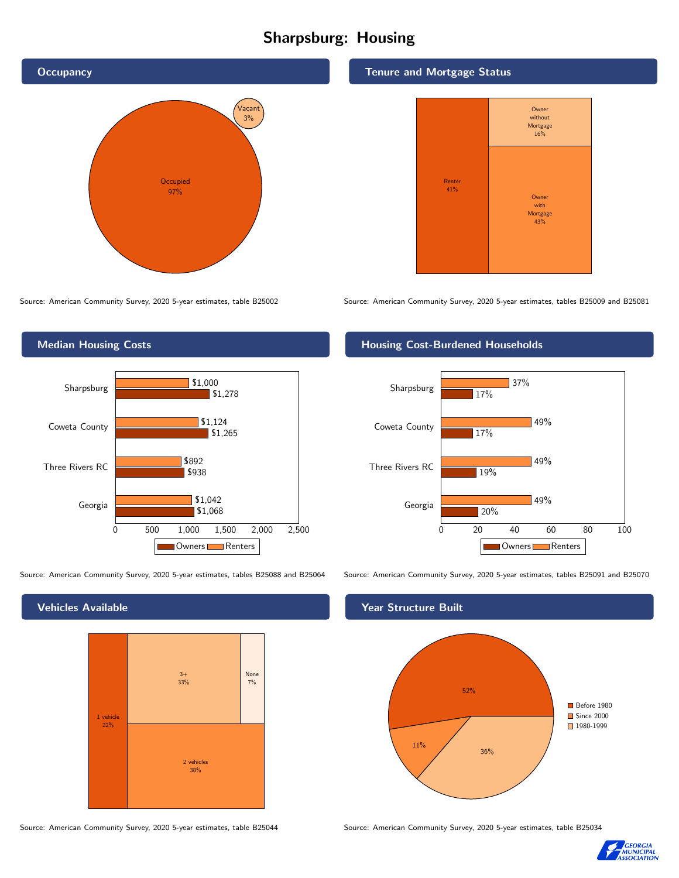# Sharpsburg: Housing

## Occupancy

Vacant
3%

Occupied
97%

Source: American Community Survey, 2020 5-year estimates, table B25002

## Tenure and Mortgage Status

Owner
without
Mortgage
16%

Renter
41%

Owner
with
Mortgage
43%

Source: American Community Survey, 2020 5-year estimates, tables B25009 and B25081

## Median Housing Costs

Sharpsburg
$1,000
$1,278

Coweta County
$1,124
$1,265

Three Rivers RC
$892
$938

Georgia
$1,042
$1,068

0 500 1,000 1,500 2,000 2,500

Owners Renters

Source: American Community Survey, 2020 5-year estimates, tables B25088 and B25064

## Housing Cost-Burdened Households

Sharpsburg
37%
17%

Coweta County
49%
17%

Three Rivers RC
49%
19%

Georgia
49%
20%

0 20 40 60 80 100

Owners Renters

Source: American Community Survey, 2020 5-year estimates, tables B25091 and B25070

## Vehicles Available

1 vehicle
22%

3+
33%

None
7%

2 vehicles
38%

Source: American Community Survey, 2020 5-year estimates, table B25044

## Year Structure Built

52%

11%

36%

Before 1980
Since 2000
1980-1999

Source: American Community Survey, 2020 5-year estimates, table B25034